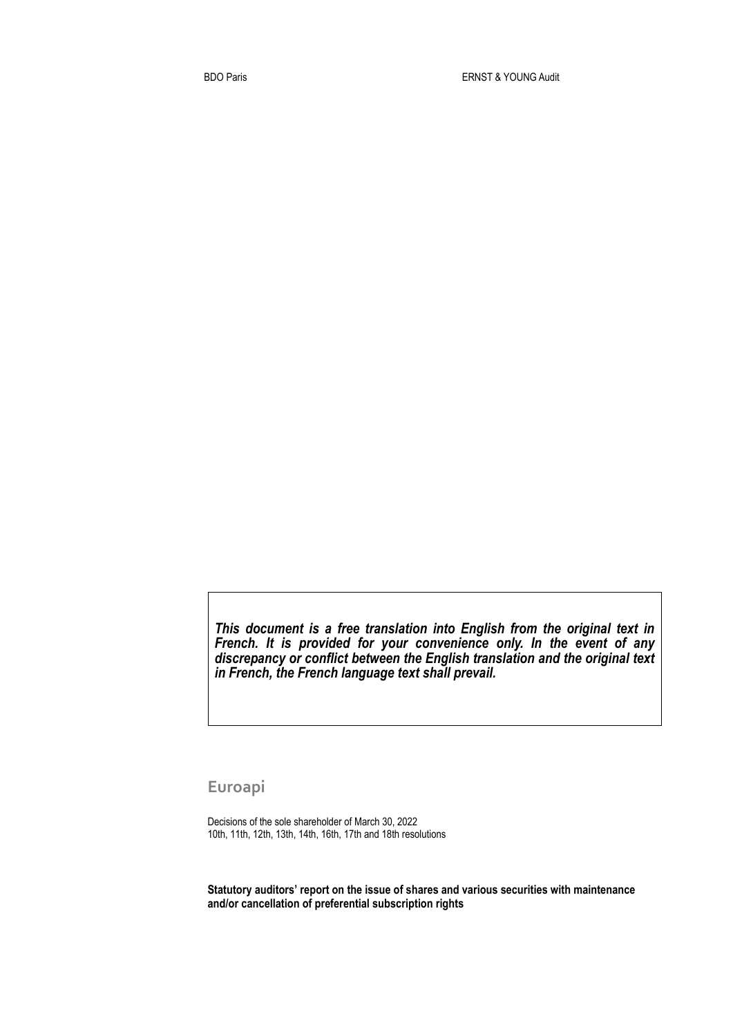BDO Paris ERNST & YOUNG Audit

***This document is a free translation into English from the original text in French. It is provided for your convenience only. In the event of any discrepancy or conflict between the English translation and the original text in French, the French language text shall prevail.***

# Euroapi

Decisions of the sole shareholder of March 30, 2022
10th, 11th, 12th, 13th, 14th, 16th, 17th and 18th resolutions

**Statutory auditors' report on the issue of shares and various securities with maintenance and/or cancellation of preferential subscription rights**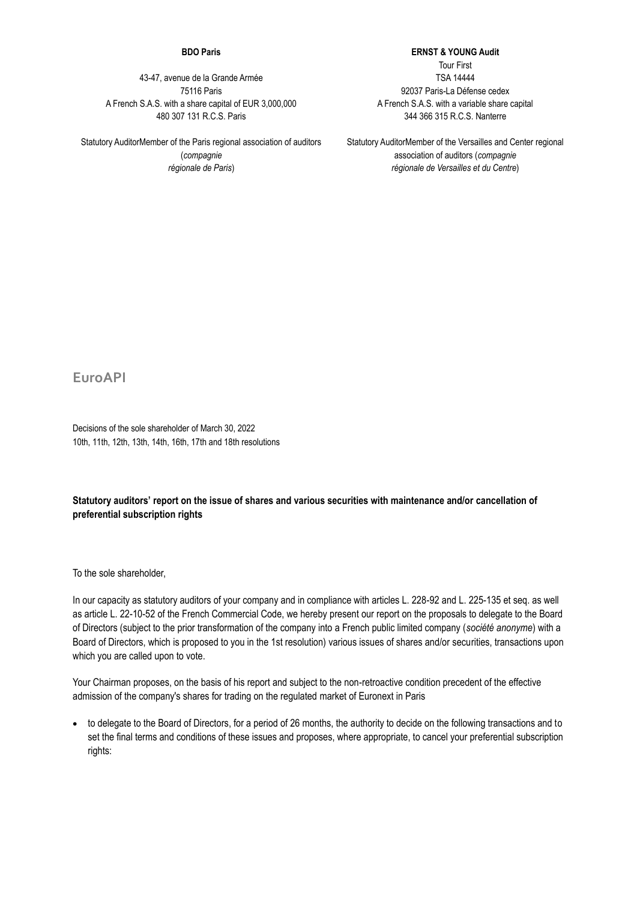**BDO Paris**

43-47, avenue de la Grande Armée
75116 Paris
A French S.A.S. with a share capital of EUR 3,000,000
480 307 131 R.C.S. Paris

Statutory AuditorMember of the Paris regional association of auditors (*compagnie régionale de Paris*)

**ERNST & YOUNG Audit**

Tour First
TSA 14444
92037 Paris-La Défense cedex
A French S.A.S. with a variable share capital
344 366 315 R.C.S. Nanterre

Statutory AuditorMember of the Versailles and Center regional association of auditors (*compagnie régionale de Versailles et du Centre*)

## EuroAPI

Decisions of the sole shareholder of March 30, 2022
10th, 11th, 12th, 13th, 14th, 16th, 17th and 18th resolutions

**Statutory auditors' report on the issue of shares and various securities with maintenance and/or cancellation of preferential subscription rights**

To the sole shareholder,

In our capacity as statutory auditors of your company and in compliance with articles L. 228-92 and L. 225-135 et seq. as well as article L. 22-10-52 of the French Commercial Code, we hereby present our report on the proposals to delegate to the Board of Directors (subject to the prior transformation of the company into a French public limited company (*société anonyme*) with a Board of Directors, which is proposed to you in the 1st resolution) various issues of shares and/or securities, transactions upon which you are called upon to vote.

Your Chairman proposes, on the basis of his report and subject to the non-retroactive condition precedent of the effective admission of the company's shares for trading on the regulated market of Euronext in Paris

- to delegate to the Board of Directors, for a period of 26 months, the authority to decide on the following transactions and to set the final terms and conditions of these issues and proposes, where appropriate, to cancel your preferential subscription rights: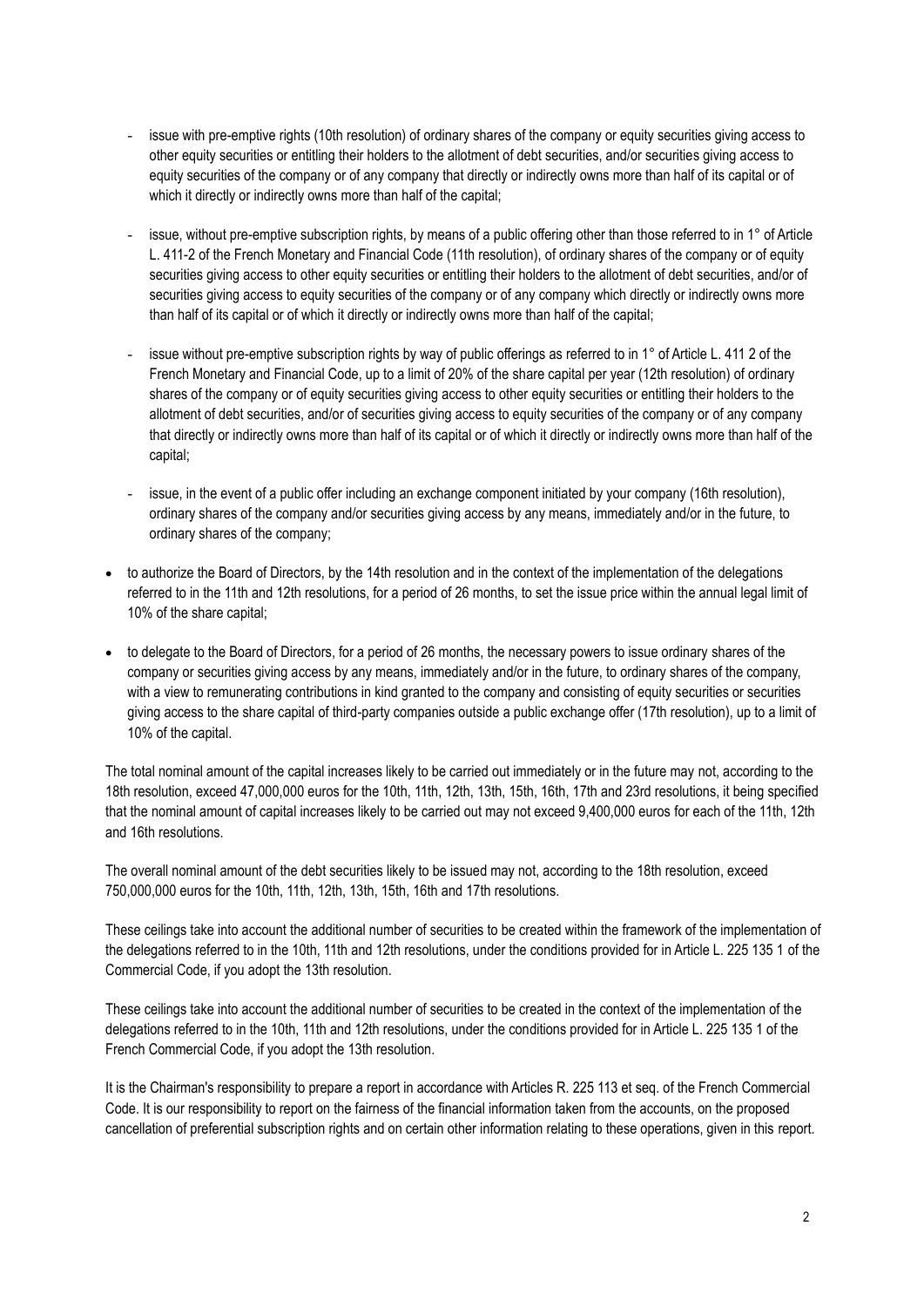- issue with pre-emptive rights (10th resolution) of ordinary shares of the company or equity securities giving access to other equity securities or entitling their holders to the allotment of debt securities, and/or securities giving access to equity securities of the company or of any company that directly or indirectly owns more than half of its capital or of which it directly or indirectly owns more than half of the capital;

- issue, without pre-emptive subscription rights, by means of a public offering other than those referred to in 1° of Article L. 411-2 of the French Monetary and Financial Code (11th resolution), of ordinary shares of the company or of equity securities giving access to other equity securities or entitling their holders to the allotment of debt securities, and/or of securities giving access to equity securities of the company or of any company which directly or indirectly owns more than half of its capital or of which it directly or indirectly owns more than half of the capital;

- issue without pre-emptive subscription rights by way of public offerings as referred to in 1° of Article L. 411 2 of the French Monetary and Financial Code, up to a limit of 20% of the share capital per year (12th resolution) of ordinary shares of the company or of equity securities giving access to other equity securities or entitling their holders to the allotment of debt securities, and/or of securities giving access to equity securities of the company or of any company that directly or indirectly owns more than half of its capital or of which it directly or indirectly owns more than half of the capital;

- issue, in the event of a public offer including an exchange component initiated by your company (16th resolution), ordinary shares of the company and/or securities giving access by any means, immediately and/or in the future, to ordinary shares of the company;

- to authorize the Board of Directors, by the 14th resolution and in the context of the implementation of the delegations referred to in the 11th and 12th resolutions, for a period of 26 months, to set the issue price within the annual legal limit of 10% of the share capital;

- to delegate to the Board of Directors, for a period of 26 months, the necessary powers to issue ordinary shares of the company or securities giving access by any means, immediately and/or in the future, to ordinary shares of the company, with a view to remunerating contributions in kind granted to the company and consisting of equity securities or securities giving access to the share capital of third-party companies outside a public exchange offer (17th resolution), up to a limit of 10% of the capital.

The total nominal amount of the capital increases likely to be carried out immediately or in the future may not, according to the 18th resolution, exceed 47,000,000 euros for the 10th, 11th, 12th, 13th, 15th, 16th, 17th and 23rd resolutions, it being specified that the nominal amount of capital increases likely to be carried out may not exceed 9,400,000 euros for each of the 11th, 12th and 16th resolutions.

The overall nominal amount of the debt securities likely to be issued may not, according to the 18th resolution, exceed 750,000,000 euros for the 10th, 11th, 12th, 13th, 15th, 16th and 17th resolutions.

These ceilings take into account the additional number of securities to be created within the framework of the implementation of the delegations referred to in the 10th, 11th and 12th resolutions, under the conditions provided for in Article L. 225 135 1 of the Commercial Code, if you adopt the 13th resolution.

These ceilings take into account the additional number of securities to be created in the context of the implementation of the delegations referred to in the 10th, 11th and 12th resolutions, under the conditions provided for in Article L. 225 135 1 of the French Commercial Code, if you adopt the 13th resolution.

It is the Chairman's responsibility to prepare a report in accordance with Articles R. 225 113 et seq. of the French Commercial Code. It is our responsibility to report on the fairness of the financial information taken from the accounts, on the proposed cancellation of preferential subscription rights and on certain other information relating to these operations, given in this report.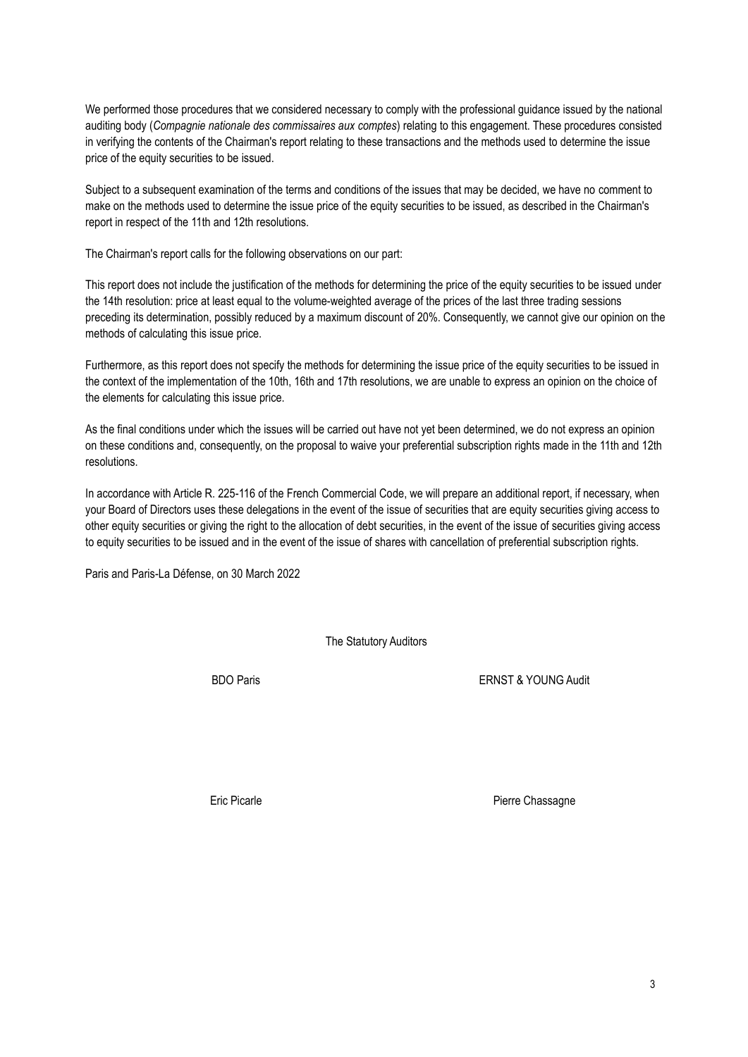We performed those procedures that we considered necessary to comply with the professional guidance issued by the national auditing body (*Compagnie nationale des commissaires aux comptes*) relating to this engagement. These procedures consisted in verifying the contents of the Chairman's report relating to these transactions and the methods used to determine the issue price of the equity securities to be issued.

Subject to a subsequent examination of the terms and conditions of the issues that may be decided, we have no comment to make on the methods used to determine the issue price of the equity securities to be issued, as described in the Chairman's report in respect of the 11th and 12th resolutions.

The Chairman's report calls for the following observations on our part:

This report does not include the justification of the methods for determining the price of the equity securities to be issued under the 14th resolution: price at least equal to the volume-weighted average of the prices of the last three trading sessions preceding its determination, possibly reduced by a maximum discount of 20%. Consequently, we cannot give our opinion on the methods of calculating this issue price.

Furthermore, as this report does not specify the methods for determining the issue price of the equity securities to be issued in the context of the implementation of the 10th, 16th and 17th resolutions, we are unable to express an opinion on the choice of the elements for calculating this issue price.

As the final conditions under which the issues will be carried out have not yet been determined, we do not express an opinion on these conditions and, consequently, on the proposal to waive your preferential subscription rights made in the 11th and 12th resolutions.

In accordance with Article R. 225-116 of the French Commercial Code, we will prepare an additional report, if necessary, when your Board of Directors uses these delegations in the event of the issue of securities that are equity securities giving access to other equity securities or giving the right to the allocation of debt securities, in the event of the issue of securities giving access to equity securities to be issued and in the event of the issue of shares with cancellation of preferential subscription rights.

Paris and Paris-La Défense, on 30 March 2022

The Statutory Auditors

BDO Paris

Eric Picarle

ERNST & YOUNG Audit

Pierre Chassagne